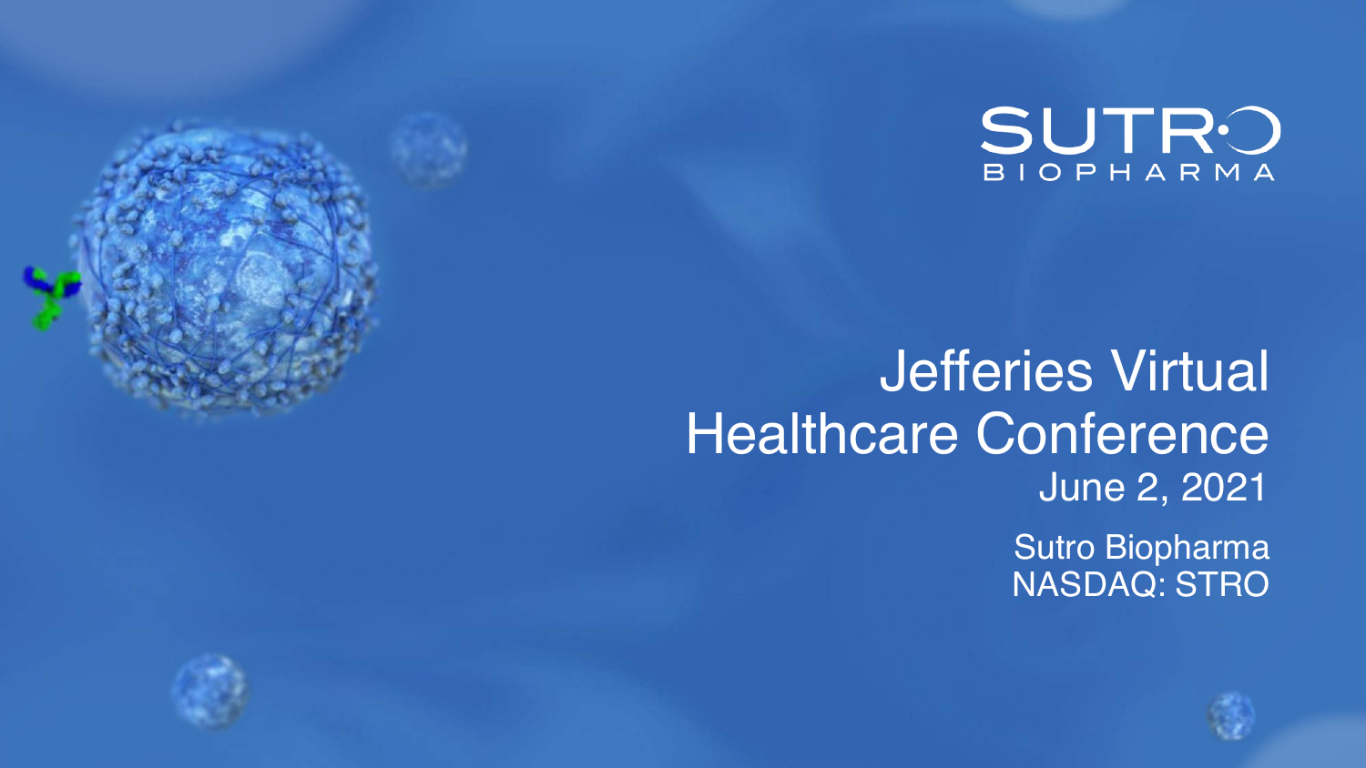SUTRO BIOPHARMA

# Jefferies Virtual Healthcare Conference

June 2, 2021

Sutro Biopharma
NASDAQ: STRO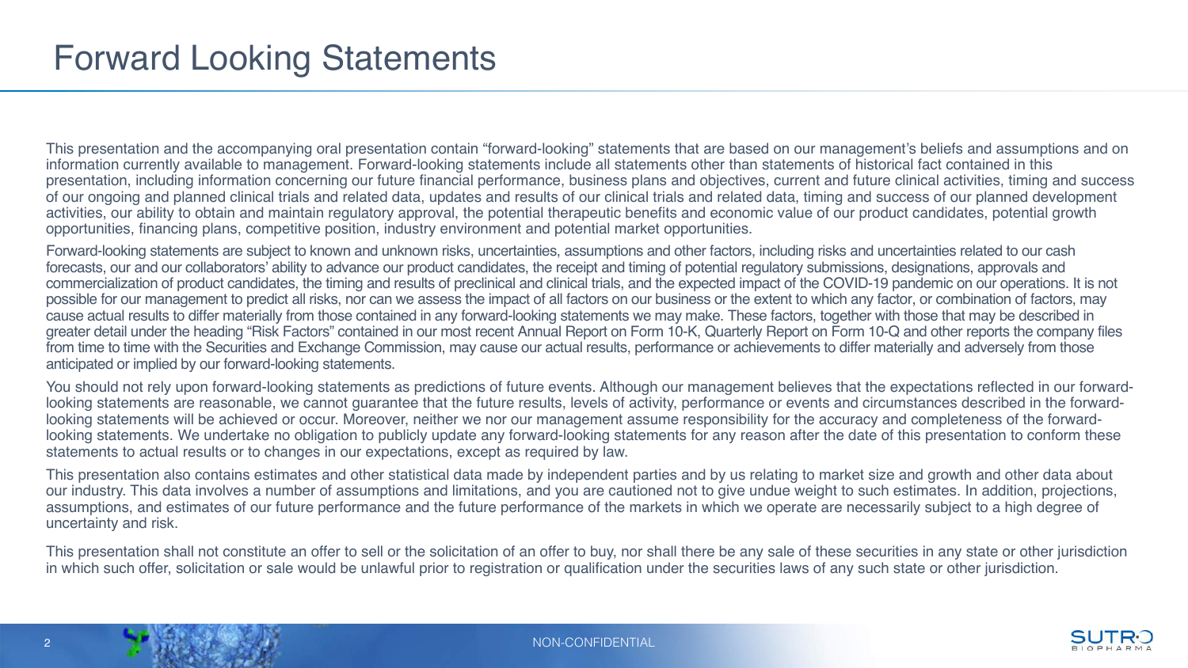# Forward Looking Statements

This presentation and the accompanying oral presentation contain "forward-looking" statements that are based on our management's beliefs and assumptions and on information currently available to management. Forward-looking statements include all statements other than statements of historical fact contained in this presentation, including information concerning our future financial performance, business plans and objectives, current and future clinical activities, timing and success of our ongoing and planned clinical trials and related data, updates and results of our clinical trials and related data, timing and success of our planned development activities, our ability to obtain and maintain regulatory approval, the potential therapeutic benefits and economic value of our product candidates, potential growth opportunities, financing plans, competitive position, industry environment and potential market opportunities.

Forward-looking statements are subject to known and unknown risks, uncertainties, assumptions and other factors, including risks and uncertainties related to our cash forecasts, our and our collaborators' ability to advance our product candidates, the receipt and timing of potential regulatory submissions, designations, approvals and commercialization of product candidates, the timing and results of preclinical and clinical trials, and the expected impact of the COVID-19 pandemic on our operations. It is not possible for our management to predict all risks, nor can we assess the impact of all factors on our business or the extent to which any factor, or combination of factors, may cause actual results to differ materially from those contained in any forward-looking statements we may make. These factors, together with those that may be described in greater detail under the heading "Risk Factors" contained in our most recent Annual Report on Form 10-K, Quarterly Report on Form 10-Q and other reports the company files from time to time with the Securities and Exchange Commission, may cause our actual results, performance or achievements to differ materially and adversely from those anticipated or implied by our forward-looking statements.

You should not rely upon forward-looking statements as predictions of future events. Although our management believes that the expectations reflected in our forward-looking statements are reasonable, we cannot guarantee that the future results, levels of activity, performance or events and circumstances described in the forward-looking statements will be achieved or occur. Moreover, neither we nor our management assume responsibility for the accuracy and completeness of the forward-looking statements. We undertake no obligation to publicly update any forward-looking statements for any reason after the date of this presentation to conform these statements to actual results or to changes in our expectations, except as required by law.

This presentation also contains estimates and other statistical data made by independent parties and by us relating to market size and growth and other data about our industry. This data involves a number of assumptions and limitations, and you are cautioned not to give undue weight to such estimates. In addition, projections, assumptions, and estimates of our future performance and the future performance of the markets in which we operate are necessarily subject to a high degree of uncertainty and risk.

This presentation shall not constitute an offer to sell or the solicitation of an offer to buy, nor shall there be any sale of these securities in any state or other jurisdiction in which such offer, solicitation or sale would be unlawful prior to registration or qualification under the securities laws of any such state or other jurisdiction.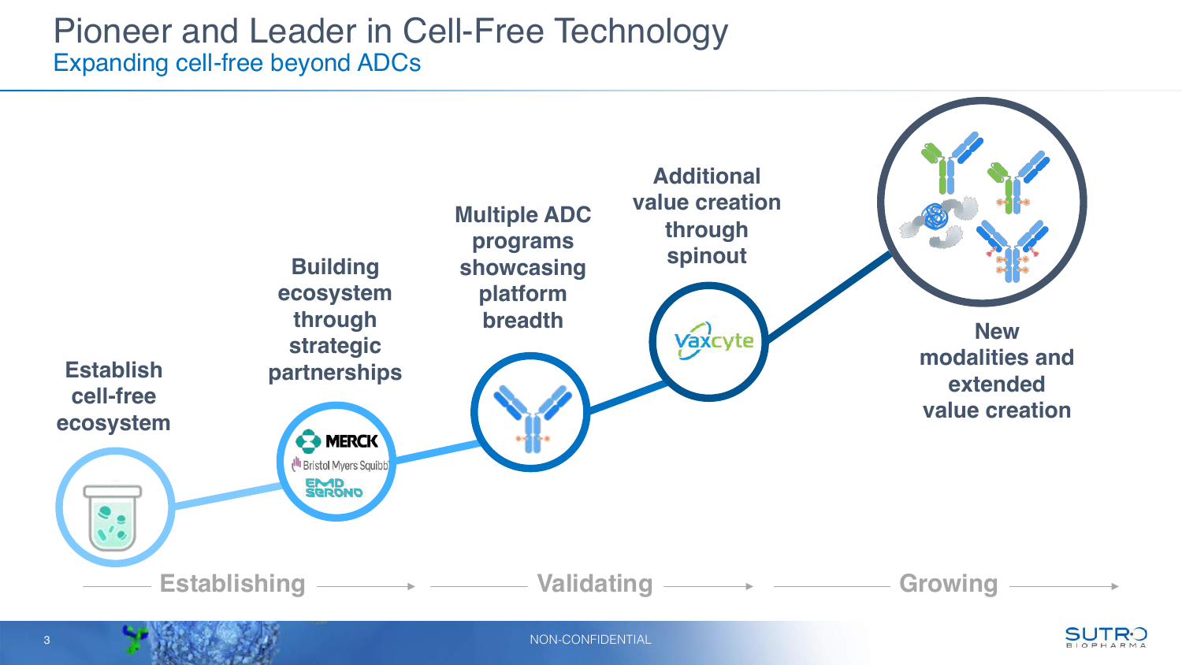# Pioneer and Leader in Cell-Free Technology

## Expanding cell-free beyond ADCs

**Establish cell-free ecosystem**

**Building ecosystem through strategic partnerships**

MERCK

Bristol Myers Squibb

EMD SERONO

**Multiple ADC programs showcasing platform breadth**

**Additional value creation through spinout**

Vaxcyte

**New modalities and extended value creation**

Establishing → Validating → Growing

NON-CONFIDENTIAL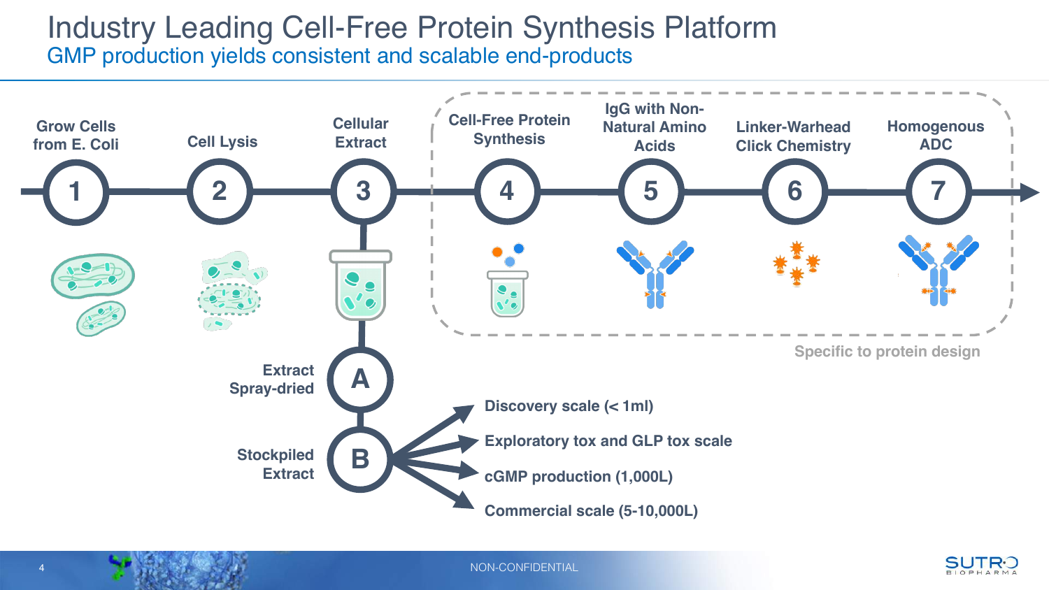# Industry Leading Cell-Free Protein Synthesis Platform

## GMP production yields consistent and scalable end-products

1. Grow Cells from E. Coli
2. Cell Lysis
3. Cellular Extract
4. Cell-Free Protein Synthesis
5. IgG with Non-Natural Amino Acids
6. Linker-Warhead Click Chemistry
7. Homogenous ADC

Specific to protein design

- A. Extract Spray-dried
- B. Stockpiled Extract
  - Discovery scale (< 1ml)
  - Exploratory tox and GLP tox scale
  - cGMP production (1,000L)
  - Commercial scale (5-10,000L)

NON-CONFIDENTIAL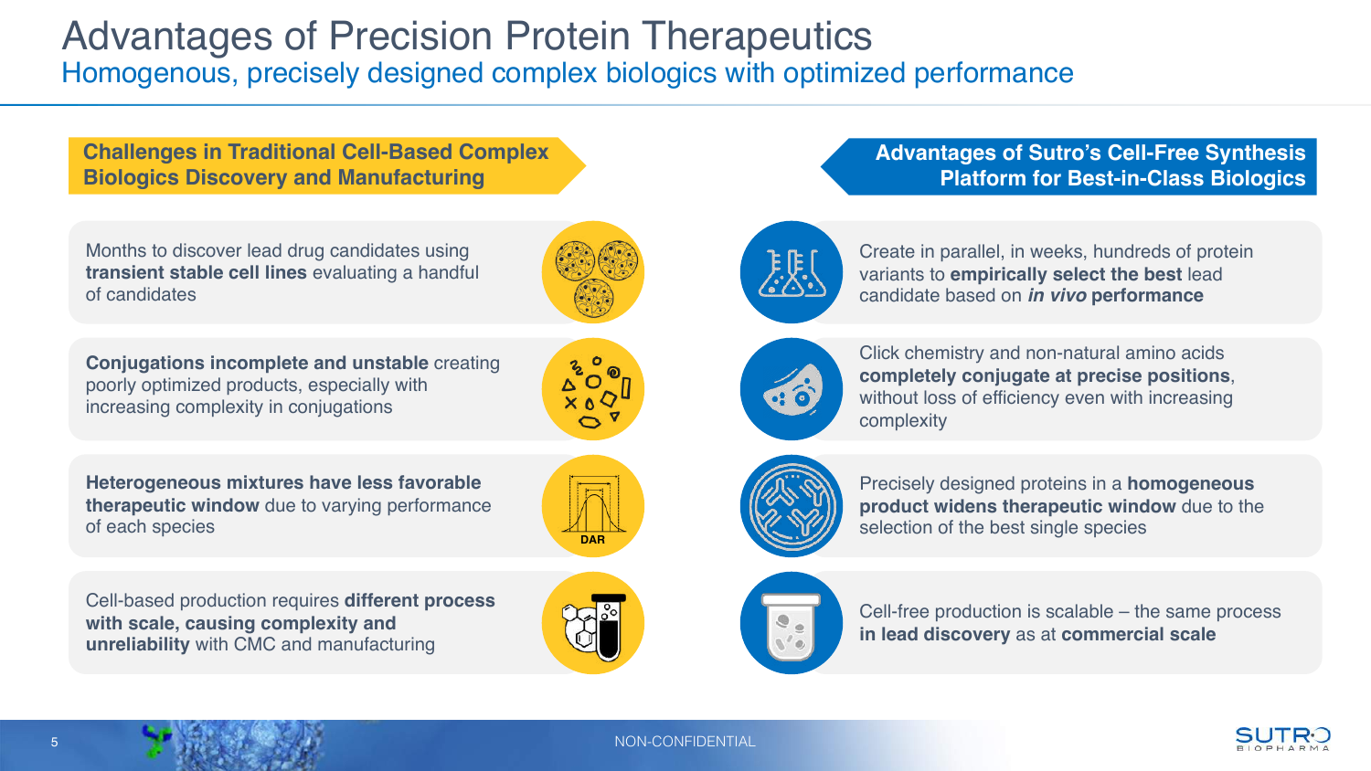# Advantages of Precision Protein Therapeutics

## Homogenous, precisely designed complex biologics with optimized performance

### Challenges in Traditional Cell-Based Complex Biologics Discovery and Manufacturing

- Months to discover lead drug candidates using **transient stable cell lines** evaluating a handful of candidates
- **Conjugations incomplete and unstable** creating poorly optimized products, especially with increasing complexity in conjugations
- **Heterogeneous mixtures have less favorable therapeutic window** due to varying performance of each species
- Cell-based production requires **different process with scale, causing complexity and unreliability** with CMC and manufacturing

DAR

### Advantages of Sutro's Cell-Free Synthesis Platform for Best-in-Class Biologics

- Create in parallel, in weeks, hundreds of protein variants to **empirically select the best** lead candidate based on ***in vivo*** **performance**
- Click chemistry and non-natural amino acids **completely conjugate at precise positions**, without loss of efficiency even with increasing complexity
- Precisely designed proteins in a **homogeneous product widens therapeutic window** due to the selection of the best single species
- Cell-free production is scalable – the same process **in lead discovery** as at **commercial scale**

NON-CONFIDENTIAL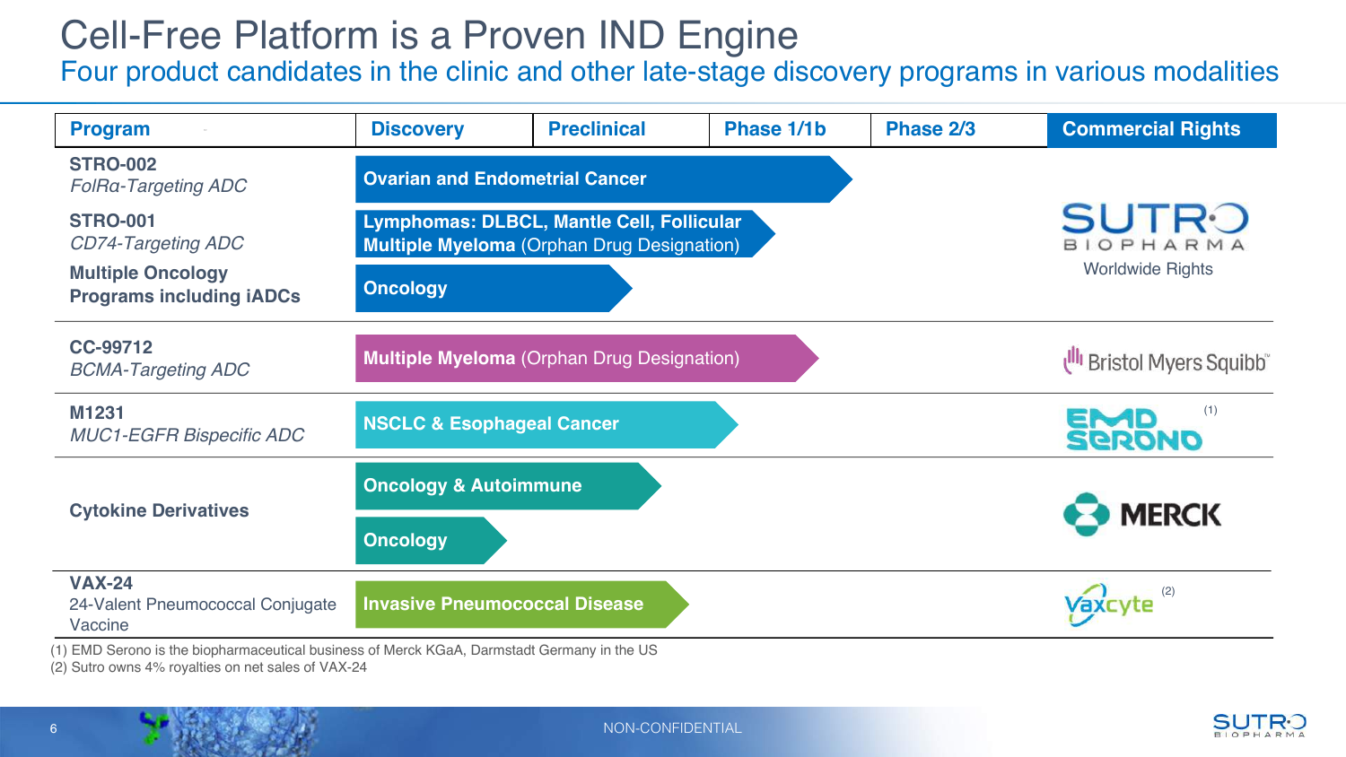# Cell-Free Platform is a Proven IND Engine

## Four product candidates in the clinic and other late-stage discovery programs in various modalities

| Program | Discovery | Preclinical | Phase 1/1b | Phase 2/3 | Commercial Rights |
|---|---|---|---|---|---|
| **STRO-002** *FolRα-Targeting ADC* | **Ovarian and Endometrial Cancer** | | | | SUTRO BIOPHARMA Worldwide Rights |
| **STRO-001** *CD74-Targeting ADC* | **Lymphomas: DLBCL, Mantle Cell, Follicular** **Multiple Myeloma** (Orphan Drug Designation) | | | | |
| **Multiple Oncology Programs including iADCs** | **Oncology** | | | | |
| **CC-99712** *BCMA-Targeting ADC* | **Multiple Myeloma** (Orphan Drug Designation) | | | | Bristol Myers Squibb |
| **M1231** *MUC1-EGFR Bispecific ADC* | **NSCLC & Esophageal Cancer** | | | | EMD SERONO (1) |
| **Cytokine Derivatives** | **Oncology & Autoimmune** | | | | MERCK |
| | **Oncology** | | | | |
| **VAX-24** 24-Valent Pneumococcal Conjugate Vaccine | **Invasive Pneumococcal Disease** | | | | Vaxcyte (2) |

(1) EMD Serono is the biopharmaceutical business of Merck KGaA, Darmstadt Germany in the US
(2) Sutro owns 4% royalties on net sales of VAX-24

NON-CONFIDENTIAL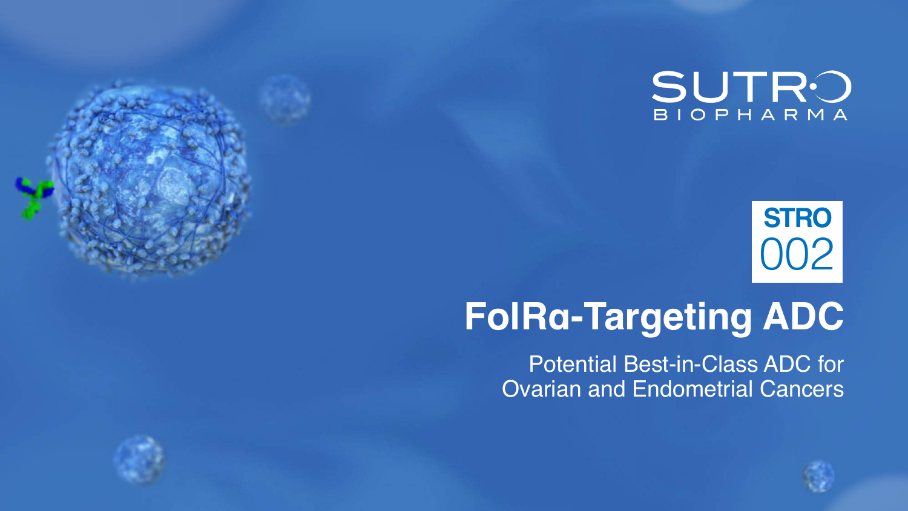SUTRO BIOPHARMA

STRO 002

# FolRα-Targeting ADC

Potential Best-in-Class ADC for Ovarian and Endometrial Cancers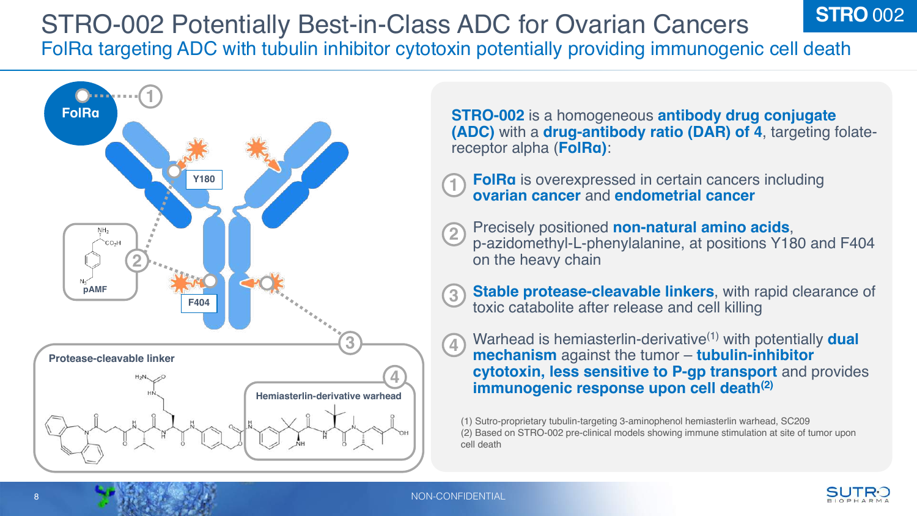# STRO-002 Potentially Best-in-Class ADC for Ovarian Cancers

## FolRα targeting ADC with tubulin inhibitor cytotoxin potentially providing immunogenic cell death

FolRα

Y180

F404

pAMF

Protease-cleavable linker

Hemiasterlin-derivative warhead

**STRO-002** is a homogeneous **antibody drug conjugate (ADC)** with a **drug-antibody ratio (DAR) of 4**, targeting folate-receptor alpha (**FolRα)**:

1. **FolRα** is overexpressed in certain cancers including **ovarian cancer** and **endometrial cancer**
2. Precisely positioned **non-natural amino acids**, p-azidomethyl-L-phenylalanine, at positions Y180 and F404 on the heavy chain
3. **Stable protease-cleavable linkers**, with rapid clearance of toxic catabolite after release and cell killing
4. Warhead is hemiasterlin-derivative[(1)] with potentially **dual mechanism** against the tumor – **tubulin-inhibitor cytotoxin, less sensitive to P-gp transport** and provides **immunogenic response upon cell death[(2)]**

(1) Sutro-proprietary tubulin-targeting 3-aminophenol hemiasterlin warhead, SC209
(2) Based on STRO-002 pre-clinical models showing immune stimulation at site of tumor upon cell death

NON-CONFIDENTIAL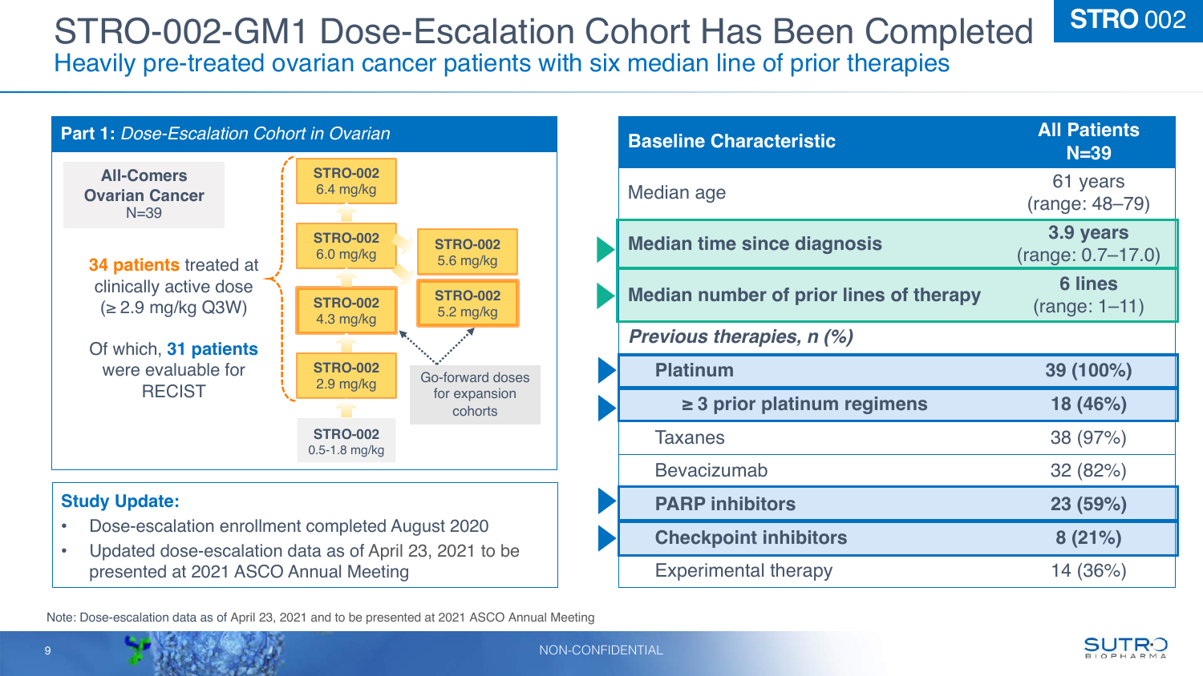# STRO-002-GM1 Dose-Escalation Cohort Has Been Completed

## Heavily pre-treated ovarian cancer patients with six median line of prior therapies

STRO 002

### Part 1: *Dose-Escalation Cohort in Ovarian*

**All-Comers Ovarian Cancer**
N=39

**34 patients** treated at clinically active dose (≥ 2.9 mg/kg Q3W)

Of which, **31 patients** were evaluable for RECIST

- **STRO-002** 6.4 mg/kg
- **STRO-002** 6.0 mg/kg
- **STRO-002** 4.3 mg/kg
- **STRO-002** 2.9 mg/kg
- **STRO-002** 0.5-1.8 mg/kg
- **STRO-002** 5.6 mg/kg
- **STRO-002** 5.2 mg/kg

Go-forward doses for expansion cohorts

### Study Update:

- Dose-escalation enrollment completed August 2020
- Updated dose-escalation data as of April 23, 2021 to be presented at 2021 ASCO Annual Meeting

| Baseline Characteristic | All Patients N=39 |
|---|---|
| Median age | 61 years (range: 48–79) |
| **Median time since diagnosis** | **3.9 years** (range: 0.7–17.0) |
| **Median number of prior lines of therapy** | **6 lines** (range: 1–11) |
| ***Previous therapies, n (%)*** | |
| **Platinum** | **39 (100%)** |
| **≥ 3 prior platinum regimens** | **18 (46%)** |
| Taxanes | 38 (97%) |
| Bevacizumab | 32 (82%) |
| **PARP inhibitors** | **23 (59%)** |
| **Checkpoint inhibitors** | **8 (21%)** |
| Experimental therapy | 14 (36%) |

Note: Dose-escalation data as of April 23, 2021 and to be presented at 2021 ASCO Annual Meeting

NON-CONFIDENTIAL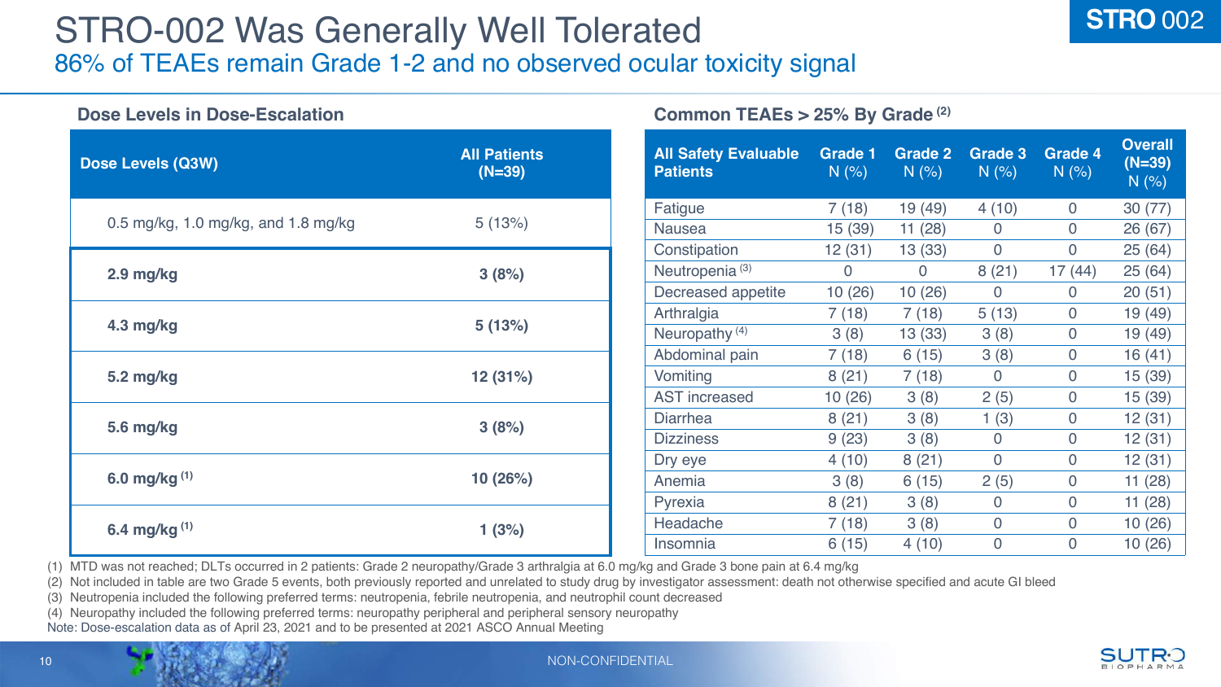# STRO-002 Was Generally Well Tolerated

## 86% of TEAEs remain Grade 1-2 and no observed ocular toxicity signal

### Dose Levels in Dose-Escalation

| Dose Levels (Q3W) | All Patients (N=39) |
|---|---|
| 0.5 mg/kg, 1.0 mg/kg, and 1.8 mg/kg | 5 (13%) |
| **2.9 mg/kg** | **3 (8%)** |
| **4.3 mg/kg** | **5 (13%)** |
| **5.2 mg/kg** | **12 (31%)** |
| **5.6 mg/kg** | **3 (8%)** |
| **6.0 mg/kg** [1] | **10 (26%)** |
| **6.4 mg/kg** [1] | **1 (3%)** |

### Common TEAEs > 25% By Grade [2]

| All Safety Evaluable Patients | Grade 1 N (%) | Grade 2 N (%) | Grade 3 N (%) | Grade 4 N (%) | Overall (N=39) N (%) |
|---|---|---|---|---|---|
| Fatigue | 7 (18) | 19 (49) | 4 (10) | 0 | 30 (77) |
| Nausea | 15 (39) | 11 (28) | 0 | 0 | 26 (67) |
| Constipation | 12 (31) | 13 (33) | 0 | 0 | 25 (64) |
| Neutropenia [3] | 0 | 0 | 8 (21) | 17 (44) | 25 (64) |
| Decreased appetite | 10 (26) | 10 (26) | 0 | 0 | 20 (51) |
| Arthralgia | 7 (18) | 7 (18) | 5 (13) | 0 | 19 (49) |
| Neuropathy [4] | 3 (8) | 13 (33) | 3 (8) | 0 | 19 (49) |
| Abdominal pain | 7 (18) | 6 (15) | 3 (8) | 0 | 16 (41) |
| Vomiting | 8 (21) | 7 (18) | 0 | 0 | 15 (39) |
| AST increased | 10 (26) | 3 (8) | 2 (5) | 0 | 15 (39) |
| Diarrhea | 8 (21) | 3 (8) | 1 (3) | 0 | 12 (31) |
| Dizziness | 9 (23) | 3 (8) | 0 | 0 | 12 (31) |
| Dry eye | 4 (10) | 8 (21) | 0 | 0 | 12 (31) |
| Anemia | 3 (8) | 6 (15) | 2 (5) | 0 | 11 (28) |
| Pyrexia | 8 (21) | 3 (8) | 0 | 0 | 11 (28) |
| Headache | 7 (18) | 3 (8) | 0 | 0 | 10 (26) |
| Insomnia | 6 (15) | 4 (10) | 0 | 0 | 10 (26) |

(1) MTD was not reached; DLTs occurred in 2 patients: Grade 2 neuropathy/Grade 3 arthralgia at 6.0 mg/kg and Grade 3 bone pain at 6.4 mg/kg
(2) Not included in table are two Grade 5 events, both previously reported and unrelated to study drug by investigator assessment: death not otherwise specified and acute GI bleed
(3) Neutropenia included the following preferred terms: neutropenia, febrile neutropenia, and neutrophil count decreased
(4) Neuropathy included the following preferred terms: neuropathy peripheral and peripheral sensory neuropathy
Note: Dose-escalation data as of April 23, 2021 and to be presented at 2021 ASCO Annual Meeting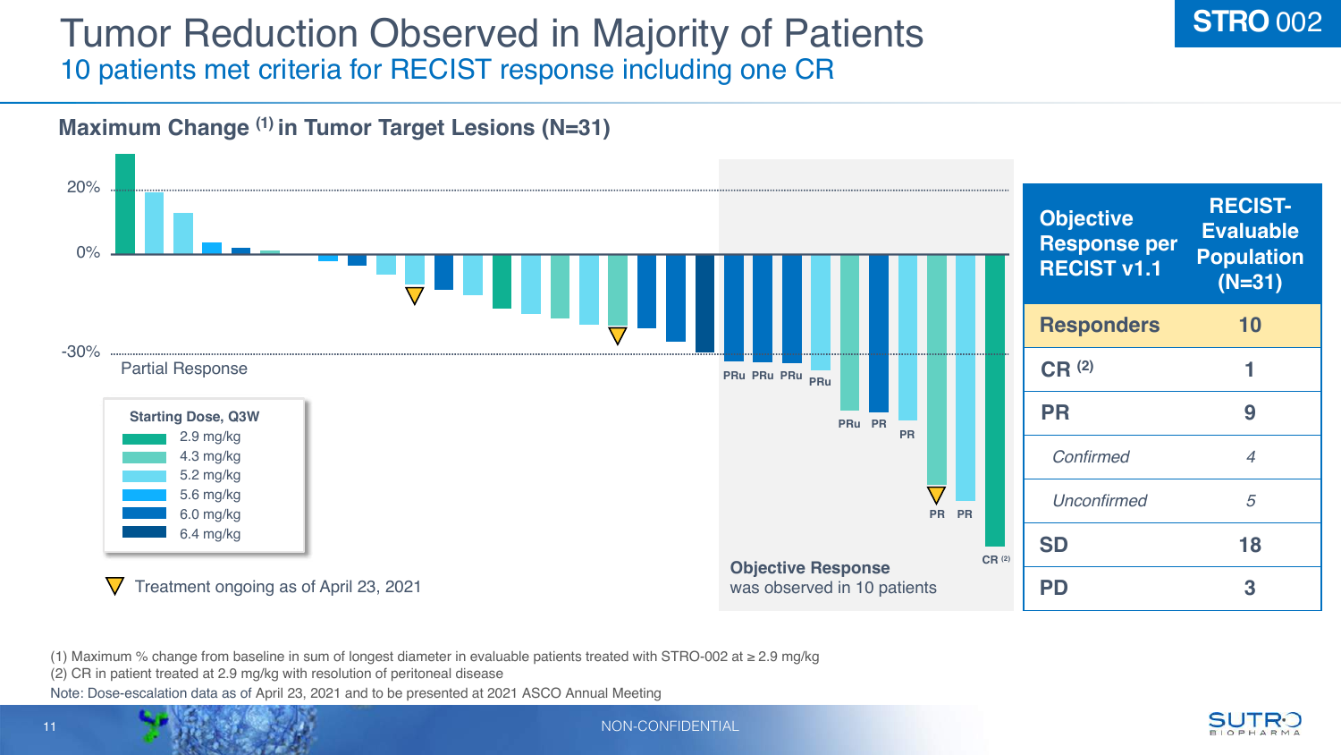# Tumor Reduction Observed in Majority of Patients

## 10 patients met criteria for RECIST response including one CR

STRO 002

### Maximum Change [(1)] in Tumor Target Lesions (N=31)

20%

0%

-30%

Partial Response

PRu PRu PRu PRu PRu PR PR PR PR CR [(2)]

**Starting Dose, Q3W**
- 2.9 mg/kg
- 4.3 mg/kg
- 5.2 mg/kg
- 5.6 mg/kg
- 6.0 mg/kg
- 6.4 mg/kg

▽ Treatment ongoing as of April 23, 2021

**Objective Response**
was observed in 10 patients

| Objective Response per RECIST v1.1 | RECIST-Evaluable Population (N=31) |
|---|---|
| **Responders** | **10** |
| **CR** [(2)] | **1** |
| **PR** | **9** |
| *Confirmed* | *4* |
| *Unconfirmed* | *5* |
| **SD** | **18** |
| **PD** | **3** |

(1) Maximum % change from baseline in sum of longest diameter in evaluable patients treated with STRO-002 at ≥ 2.9 mg/kg
(2) CR in patient treated at 2.9 mg/kg with resolution of peritoneal disease
Note: Dose-escalation data as of April 23, 2021 and to be presented at 2021 ASCO Annual Meeting

NON-CONFIDENTIAL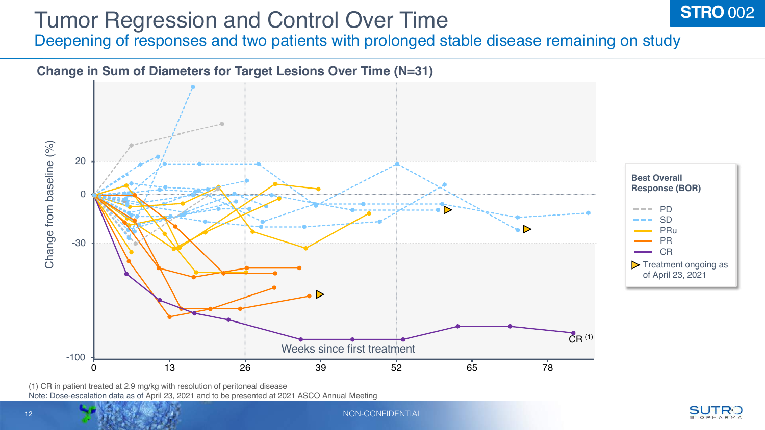# Tumor Regression and Control Over Time

## Deepening of responses and two patients with prolonged stable disease remaining on study

STRO 002

### Change in Sum of Diameters for Target Lesions Over Time (N=31)

Change from baseline (%)

20

0

-30

-100

0 13 26 39 52 65 78

Weeks since first treatment

CR [(1)]

**Best Overall Response (BOR)**

- PD
- SD
- PRu
- PR
- CR
- ▷ Treatment ongoing as of April 23, 2021

(1) CR in patient treated at 2.9 mg/kg with resolution of peritoneal disease

Note: Dose-escalation data as of April 23, 2021 and to be presented at 2021 ASCO Annual Meeting

NON-CONFIDENTIAL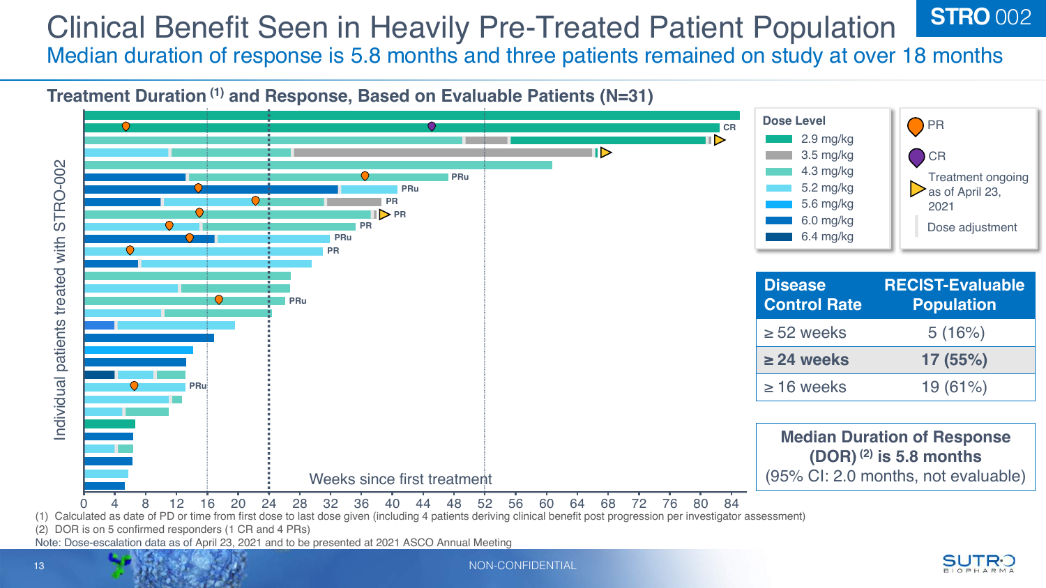# Clinical Benefit Seen in Heavily Pre-Treated Patient Population

STRO 002

## Median duration of response is 5.8 months and three patients remained on study at over 18 months

### Treatment Duration [(1)] and Response, Based on Evaluable Patients (N=31)

Individual patients treated with STRO-002

Weeks since first treatment

0 4 8 12 16 20 24 28 32 36 40 44 48 52 56 60 64 68 72 76 80 84

**Dose Level**
- 2.9 mg/kg
- 3.5 mg/kg
- 4.3 mg/kg
- 5.2 mg/kg
- 5.6 mg/kg
- 6.0 mg/kg
- 6.4 mg/kg

- PR
- CR
- Treatment ongoing as of April 23, 2021
- Dose adjustment

| Disease Control Rate | RECIST-Evaluable Population |
|---|---|
| ≥ 52 weeks | 5 (16%) |
| **≥ 24 weeks** | **17 (55%)** |
| ≥ 16 weeks | 19 (61%) |

**Median Duration of Response (DOR) [(2)] is 5.8 months**
(95% CI: 2.0 months, not evaluable)

(1) Calculated as date of PD or time from first dose to last dose given (including 4 patients deriving clinical benefit post progression per investigator assessment)
(2) DOR is on 5 confirmed responders (1 CR and 4 PRs)
Note: Dose-escalation data as of April 23, 2021 and to be presented at 2021 ASCO Annual Meeting

NON-CONFIDENTIAL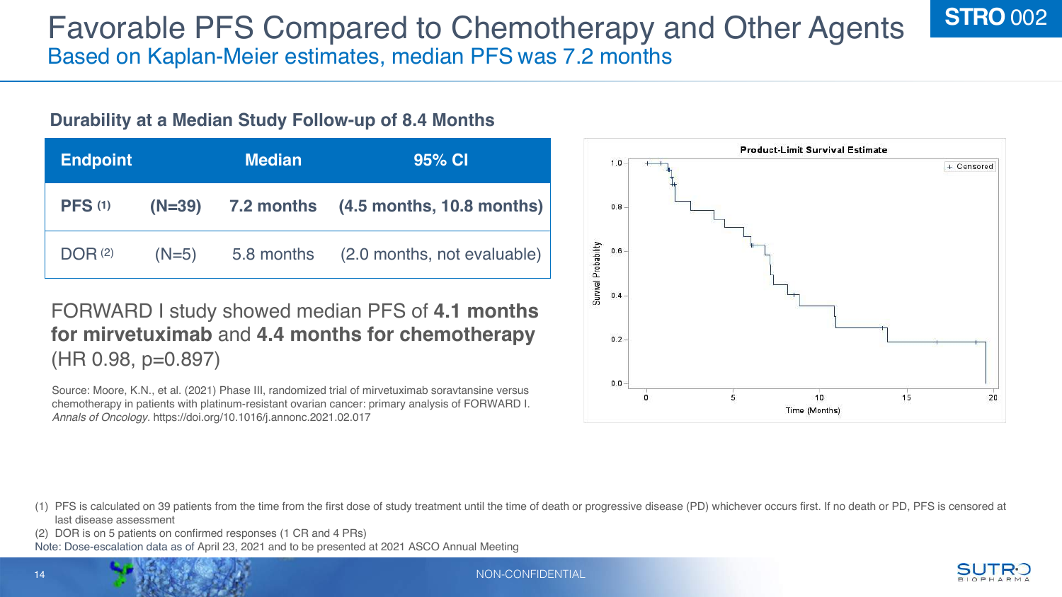# Favorable PFS Compared to Chemotherapy and Other Agents

## Based on Kaplan-Meier estimates, median PFS was 7.2 months

**STRO 002**

### Durability at a Median Study Follow-up of 8.4 Months

| Endpoint | | Median | 95% CI |
|---|---|---|---|
| **PFS** (1) | **(N=39)** | **7.2 months** | **(4.5 months, 10.8 months)** |
| DOR (2) | (N=5) | 5.8 months | (2.0 months, not evaluable) |

FORWARD I study showed median PFS of **4.1 months for mirvetuximab** and **4.4 months for chemotherapy** (HR 0.98, p=0.897)

Source: Moore, K.N., et al. (2021) Phase III, randomized trial of mirvetuximab soravtansine versus chemotherapy in patients with platinum-resistant ovarian cancer: primary analysis of FORWARD I. *Annals of Oncology.* https://doi.org/10.1016/j.annonc.2021.02.017

Product-Limit Survival Estimate

(1) PFS is calculated on 39 patients from the time from the first dose of study treatment until the time of death or progressive disease (PD) whichever occurs first. If no death or PD, PFS is censored at last disease assessment

(2) DOR is on 5 patients on confirmed responses (1 CR and 4 PRs)

Note: Dose-escalation data as of April 23, 2021 and to be presented at 2021 ASCO Annual Meeting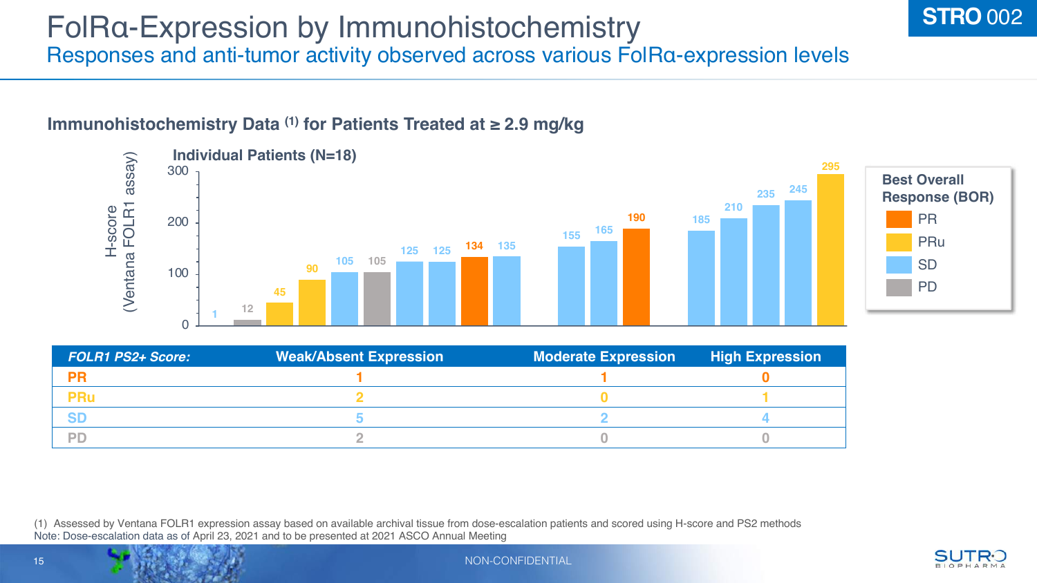# FolRα-Expression by Immunohistochemistry

## Responses and anti-tumor activity observed across various FolRα-expression levels

STRO 002

### Immunohistochemistry Data [(1)] for Patients Treated at ≥ 2.9 mg/kg

**Individual Patients (N=18)**

H-score (Ventana FOLR1 assay)

| Patient H-score | Best Overall Response (BOR) |
|---|---|
| 1 | SD |
| 12 | PD |
| 45 | PRu |
| 90 | PRu |
| 105 | SD |
| 105 | PD |
| 125 | SD |
| 125 | SD |
| 134 | PR |
| 135 | SD |
| 155 | SD |
| 165 | SD |
| 190 | PR |
| 185 | SD |
| 210 | SD |
| 235 | SD |
| 245 | SD |
| 295 | PRu |

| *FOLR1 PS2+ Score:* | Weak/Absent Expression | Moderate Expression | High Expression |
|---|---|---|---|
| PR | 1 | 1 | 0 |
| PRu | 2 | 0 | 1 |
| SD | 5 | 2 | 4 |
| PD | 2 | 0 | 0 |

(1) Assessed by Ventana FOLR1 expression assay based on available archival tissue from dose-escalation patients and scored using H-score and PS2 methods
Note: Dose-escalation data as of April 23, 2021 and to be presented at 2021 ASCO Annual Meeting

NON-CONFIDENTIAL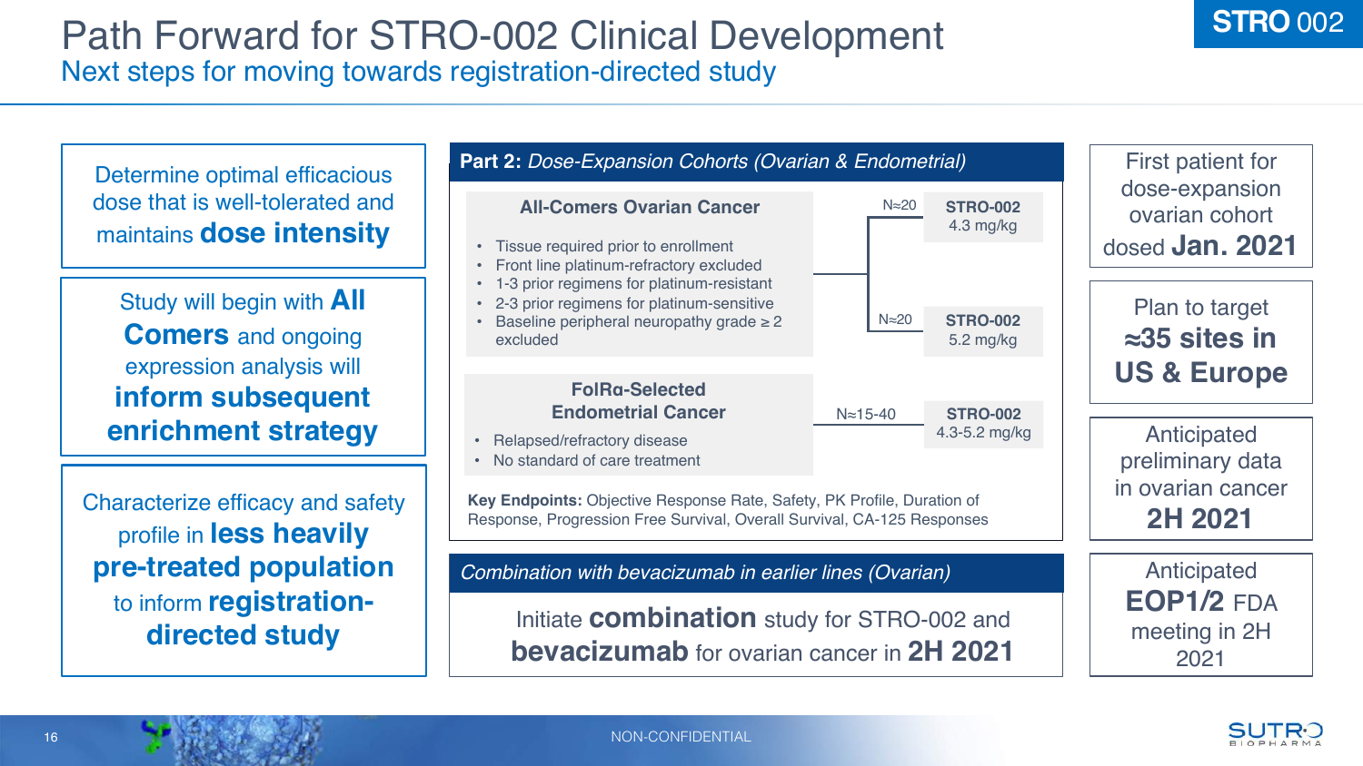# Path Forward for STRO-002 Clinical Development

## Next steps for moving towards registration-directed study

STRO 002

Determine optimal efficacious dose that is well-tolerated and maintains **dose intensity**

Study will begin with **All Comers** and ongoing expression analysis will **inform subsequent enrichment strategy**

Characterize efficacy and safety profile in **less heavily pre-treated population** to inform **registration-directed study**

### Part 2: *Dose-Expansion Cohorts (Ovarian & Endometrial)*

**All-Comers Ovarian Cancer**

- Tissue required prior to enrollment
- Front line platinum-refractory excluded
- 1-3 prior regimens for platinum-resistant
- 2-3 prior regimens for platinum-sensitive
- Baseline peripheral neuropathy grade ≥ 2 excluded

| Cohort | N | Dose |
| --- | --- | --- |
| All-Comers Ovarian Cancer | N≈20 | **STRO-002** 4.3 mg/kg |
| All-Comers Ovarian Cancer | N≈20 | **STRO-002** 5.2 mg/kg |
| FolRα-Selected Endometrial Cancer | N≈15-40 | **STRO-002** 4.3-5.2 mg/kg |

**FolRα-Selected Endometrial Cancer**

- Relapsed/refractory disease
- No standard of care treatment

**Key Endpoints:** Objective Response Rate, Safety, PK Profile, Duration of Response, Progression Free Survival, Overall Survival, CA-125 Responses

### *Combination with bevacizumab in earlier lines (Ovarian)*

Initiate **combination** study for STRO-002 and **bevacizumab** for ovarian cancer in **2H 2021**

First patient for dose-expansion ovarian cohort dosed **Jan. 2021**

Plan to target **≈35 sites in US & Europe**

Anticipated preliminary data in ovarian cancer **2H 2021**

Anticipated **EOP1/2** FDA meeting in 2H 2021

NON-CONFIDENTIAL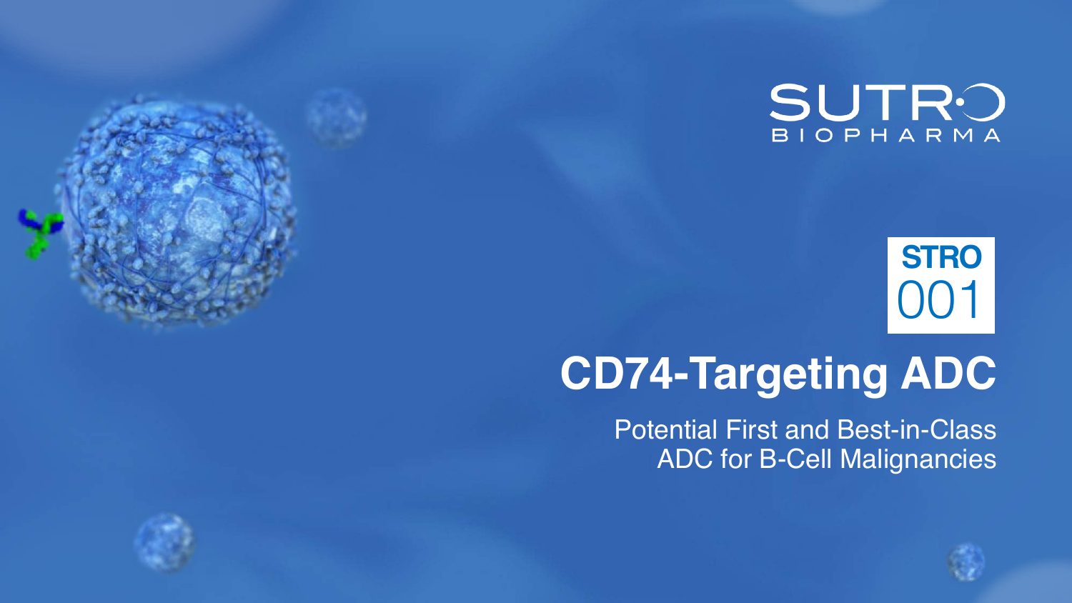SUTRO BIOPHARMA

**STRO 001**

# CD74-Targeting ADC

Potential First and Best-in-Class ADC for B-Cell Malignancies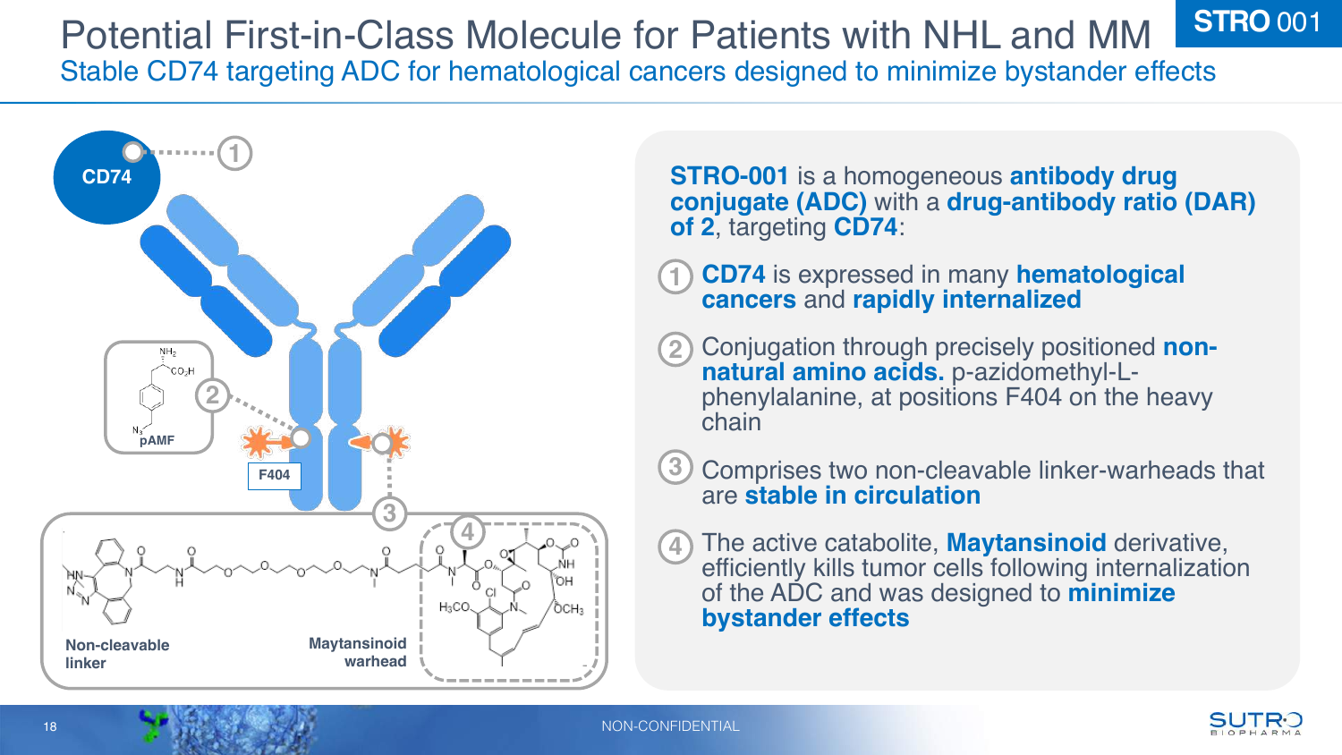# Potential First-in-Class Molecule for Patients with NHL and MM

**STRO 001**

## Stable CD74 targeting ADC for hematological cancers designed to minimize bystander effects

CD74

pAMF

F404

Non-cleavable linker

Maytansinoid warhead

**STRO-001** is a homogeneous **antibody drug conjugate (ADC)** with a **drug-antibody ratio (DAR) of 2**, targeting **CD74**:

1. **CD74** is expressed in many **hematological cancers** and **rapidly internalized**
2. Conjugation through precisely positioned **non-natural amino acids.** p-azidomethyl-L-phenylalanine, at positions F404 on the heavy chain
3. Comprises two non-cleavable linker-warheads that are **stable in circulation**
4. The active catabolite, **Maytansinoid** derivative, efficiently kills tumor cells following internalization of the ADC and was designed to **minimize bystander effects**

NON-CONFIDENTIAL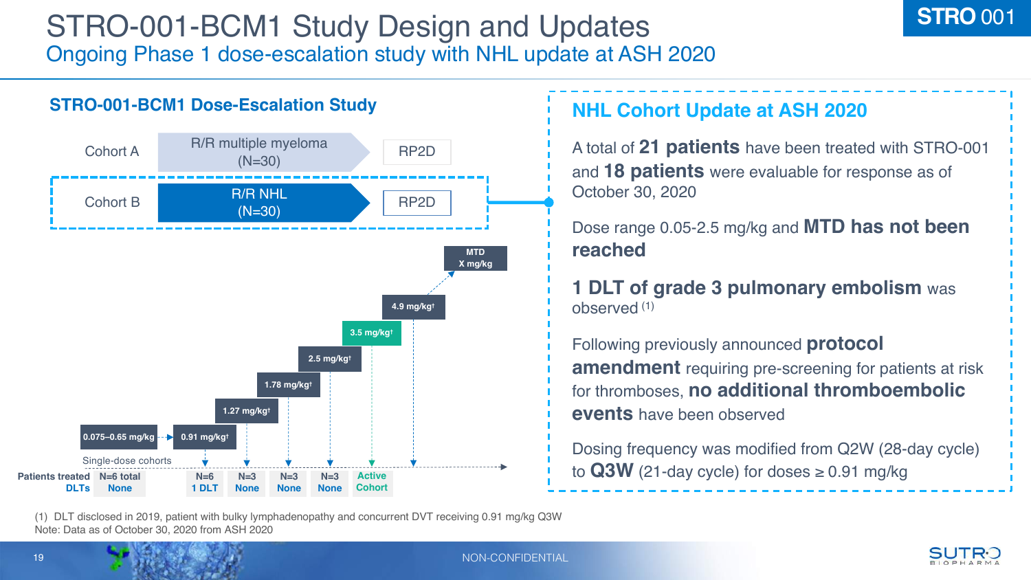# STRO-001-BCM1 Study Design and Updates

## Ongoing Phase 1 dose-escalation study with NHL update at ASH 2020

STRO 001

### STRO-001-BCM1 Dose-Escalation Study

| | | |
|---|---|---|
| Cohort A | R/R multiple myeloma (N=30) | RP2D |
| Cohort B | R/R NHL (N=30) | RP2D |

Dose levels: 0.075–0.65 mg/kg → 0.91 mg/kg† → 1.27 mg/kg† → 1.78 mg/kg† → 2.5 mg/kg† → 3.5 mg/kg† → 4.9 mg/kg† → MTD X mg/kg

Single-dose cohorts

| | 0.075–0.65 mg/kg | 0.91 mg/kg† | 1.27 mg/kg† | 1.78 mg/kg† | 2.5 mg/kg† | 3.5 mg/kg† |
|---|---|---|---|---|---|---|
| Patients treated | N=6 total | N=6 | N=3 | N=3 | N=3 | Active |
| DLTs | None | 1 DLT | None | None | None | Cohort |

### NHL Cohort Update at ASH 2020

A total of **21 patients** have been treated with STRO-001 and **18 patients** were evaluable for response as of October 30, 2020

Dose range 0.05-2.5 mg/kg and **MTD has not been reached**

**1 DLT of grade 3 pulmonary embolism** was observed (1)

Following previously announced **protocol amendment** requiring pre-screening for patients at risk for thromboses, **no additional thromboembolic events** have been observed

Dosing frequency was modified from Q2W (28-day cycle) to **Q3W** (21-day cycle) for doses ≥ 0.91 mg/kg

(1) DLT disclosed in 2019, patient with bulky lymphadenopathy and concurrent DVT receiving 0.91 mg/kg Q3W
Note: Data as of October 30, 2020 from ASH 2020

NON-CONFIDENTIAL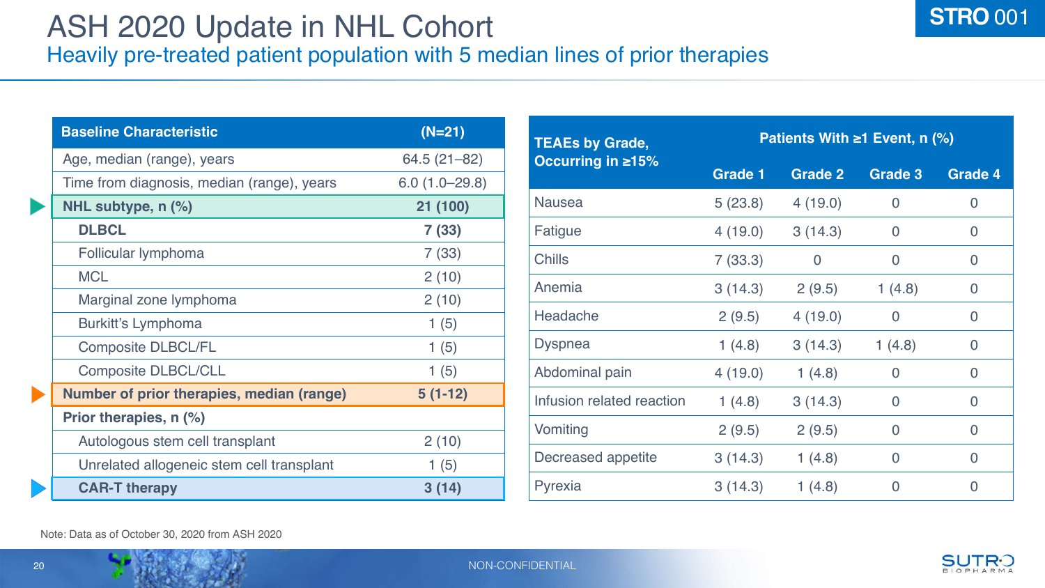# ASH 2020 Update in NHL Cohort

## Heavily pre-treated patient population with 5 median lines of prior therapies

STRO 001

| Baseline Characteristic | (N=21) |
|---|---|
| Age, median (range), years | 64.5 (21–82) |
| Time from diagnosis, median (range), years | 6.0 (1.0–29.8) |
| **NHL subtype, n (%)** | **21 (100)** |
| **DLBCL** | **7 (33)** |
| Follicular lymphoma | 7 (33) |
| MCL | 2 (10) |
| Marginal zone lymphoma | 2 (10) |
| Burkitt's Lymphoma | 1 (5) |
| Composite DLBCL/FL | 1 (5) |
| Composite DLBCL/CLL | 1 (5) |
| **Number of prior therapies, median (range)** | **5 (1-12)** |
| **Prior therapies, n (%)** | |
| Autologous stem cell transplant | 2 (10) |
| Unrelated allogeneic stem cell transplant | 1 (5) |
| **CAR-T therapy** | **3 (14)** |

| TEAEs by Grade, Occurring in ≥15% | Patients With ≥1 Event, n (%) | | | |
|---|---|---|---|---|
| | Grade 1 | Grade 2 | Grade 3 | Grade 4 |
| Nausea | 5 (23.8) | 4 (19.0) | 0 | 0 |
| Fatigue | 4 (19.0) | 3 (14.3) | 0 | 0 |
| Chills | 7 (33.3) | 0 | 0 | 0 |
| Anemia | 3 (14.3) | 2 (9.5) | 1 (4.8) | 0 |
| Headache | 2 (9.5) | 4 (19.0) | 0 | 0 |
| Dyspnea | 1 (4.8) | 3 (14.3) | 1 (4.8) | 0 |
| Abdominal pain | 4 (19.0) | 1 (4.8) | 0 | 0 |
| Infusion related reaction | 1 (4.8) | 3 (14.3) | 0 | 0 |
| Vomiting | 2 (9.5) | 2 (9.5) | 0 | 0 |
| Decreased appetite | 3 (14.3) | 1 (4.8) | 0 | 0 |
| Pyrexia | 3 (14.3) | 1 (4.8) | 0 | 0 |

Note: Data as of October 30, 2020 from ASH 2020

NON-CONFIDENTIAL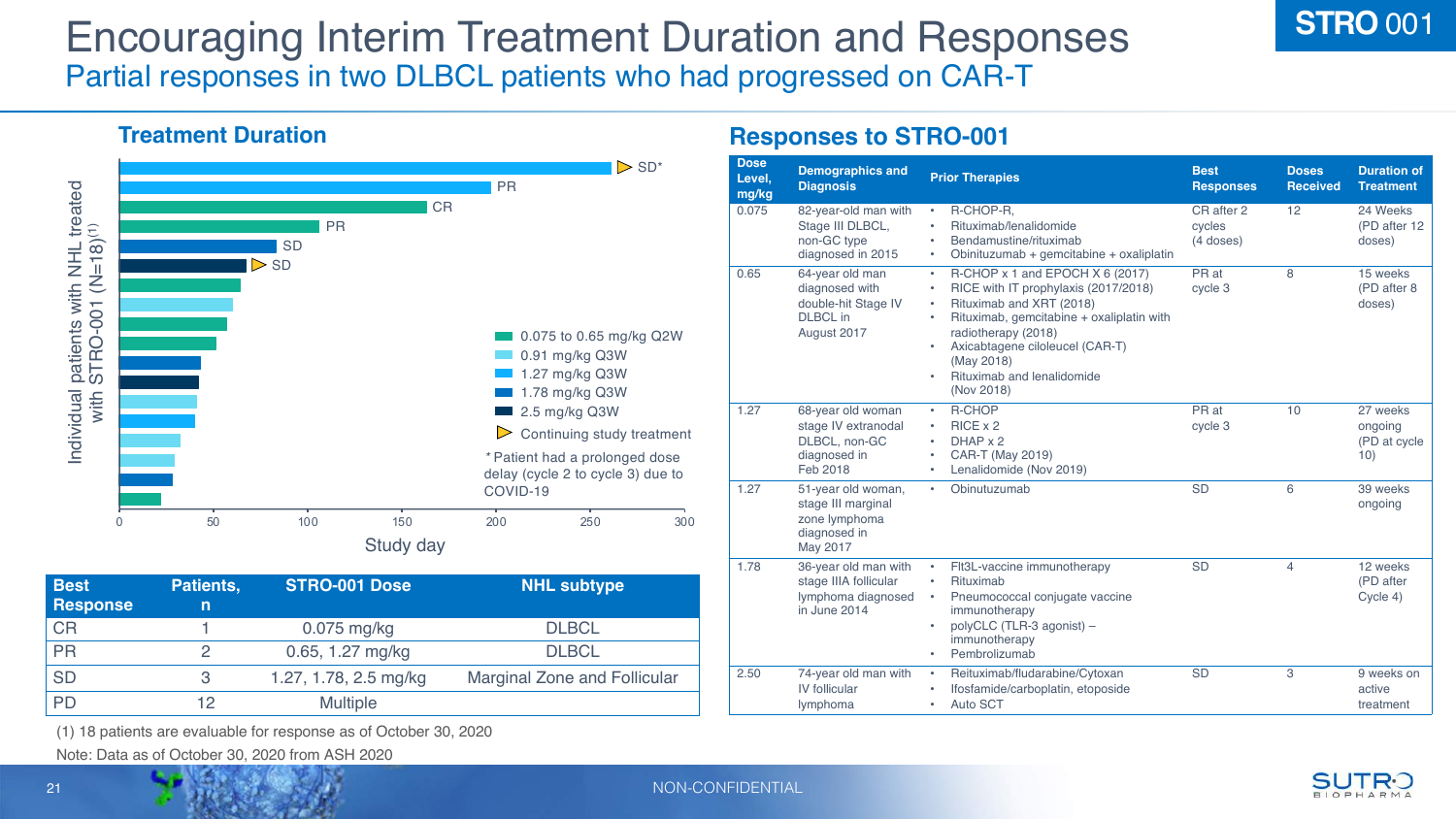# Encouraging Interim Treatment Duration and Responses

## Partial responses in two DLBCL patients who had progressed on CAR-T

STRO 001

### Treatment Duration

Individual patients with NHL treated with STRO-001 (N=18)[1]

- 0.075 to 0.65 mg/kg Q2W
- 0.91 mg/kg Q3W
- 1.27 mg/kg Q3W
- 1.78 mg/kg Q3W
- 2.5 mg/kg Q3W
- ▷ Continuing study treatment

*Patient had a prolonged dose delay (cycle 2 to cycle 3) due to COVID-19

Study day (0, 50, 100, 150, 200, 250, 300)

| Best Response | Patients, n | STRO-001 Dose | NHL subtype |
|---|---|---|---|
| CR | 1 | 0.075 mg/kg | DLBCL |
| PR | 2 | 0.65, 1.27 mg/kg | DLBCL |
| SD | 3 | 1.27, 1.78, 2.5 mg/kg | Marginal Zone and Follicular |
| PD | 12 | Multiple | |

(1) 18 patients are evaluable for response as of October 30, 2020

Note: Data as of October 30, 2020 from ASH 2020

### Responses to STRO-001

| Dose Level, mg/kg | Demographics and Diagnosis | Prior Therapies | Best Responses | Doses Received | Duration of Treatment |
|---|---|---|---|---|---|
| 0.075 | 82-year-old man with Stage III DLBCL, non-GC type diagnosed in 2015 | • R-CHOP-R, • Rituximab/lenalidomide • Bendamustine/rituximab • Obinituzumab + gemcitabine + oxaliplatin | CR after 2 cycles (4 doses) | 12 | 24 Weeks (PD after 12 doses) |
| 0.65 | 64-year old man diagnosed with double-hit Stage IV DLBCL in August 2017 | • R-CHOP x 1 and EPOCH X 6 (2017) • RICE with IT prophylaxis (2017/2018) • Rituximab and XRT (2018) • Rituximab, gemcitabine + oxaliplatin with radiotherapy (2018) • Axicabtagene ciloleucel (CAR-T) (May 2018) • Rituximab and lenalidomide (Nov 2018) | PR at cycle 3 | 8 | 15 weeks (PD after 8 doses) |
| 1.27 | 68-year old woman stage IV extranodal DLBCL, non-GC diagnosed in Feb 2018 | • R-CHOP • RICE x 2 • DHAP x 2 • CAR-T (May 2019) • Lenalidomide (Nov 2019) | PR at cycle 3 | 10 | 27 weeks ongoing (PD at cycle 10) |
| 1.27 | 51-year old woman, stage III marginal zone lymphoma diagnosed in May 2017 | • Obinutuzumab | SD | 6 | 39 weeks ongoing |
| 1.78 | 36-year old man with stage IIIA follicular lymphoma diagnosed in June 2014 | • Flt3L-vaccine immunotherapy • Rituximab • Pneumococcal conjugate vaccine immunotherapy • polyCLC (TLR-3 agonist) – immunotherapy • Pembrolizumab | SD | 4 | 12 weeks (PD after Cycle 4) |
| 2.50 | 74-year old man with IV follicular lymphoma | • Reituximab/fludarabine/Cytoxan • Ifosfamide/carboplatin, etoposide • Auto SCT | SD | 3 | 9 weeks on active treatment |

NON-CONFIDENTIAL

SUTRO BIOPHARMA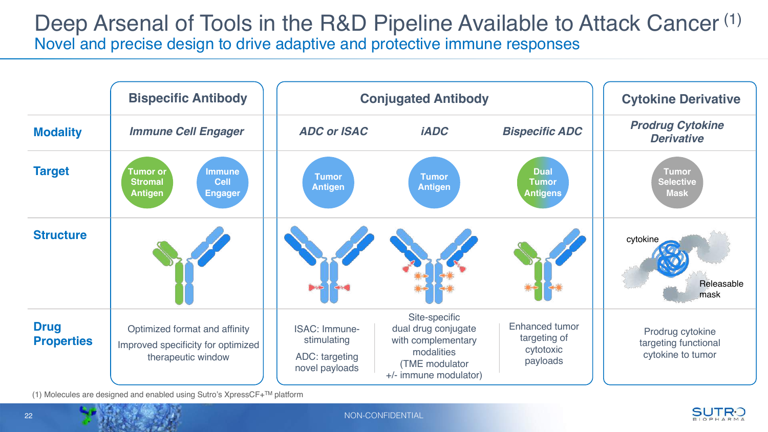# Deep Arsenal of Tools in the R&D Pipeline Available to Attack Cancer [1]

## Novel and precise design to drive adaptive and protective immune responses

| | Bispecific Antibody | Conjugated Antibody | | | Cytokine Derivative |
|---|---|---|---|---|---|
| **Modality** | *Immune Cell Engager* | *ADC or ISAC* | *iADC* | *Bispecific ADC* | *Prodrug Cytokine Derivative* |
| **Target** | Tumor or Stromal Antigen; Immune Cell Engager | Tumor Antigen | Tumor Antigen | Dual Tumor Antigens | Tumor Selective Mask |
| **Structure** | | | | | cytokine; Releasable mask |
| **Drug Properties** | Optimized format and affinity<br>Improved specificity for optimized therapeutic window | ISAC: Immune-stimulating<br>ADC: targeting novel payloads | Site-specific dual drug conjugate with complementary modalities (TME modulator +/- immune modulator) | Enhanced tumor targeting of cytotoxic payloads | Prodrug cytokine targeting functional cytokine to tumor |

(1) Molecules are designed and enabled using Sutro's XpressCF+™ platform

NON-CONFIDENTIAL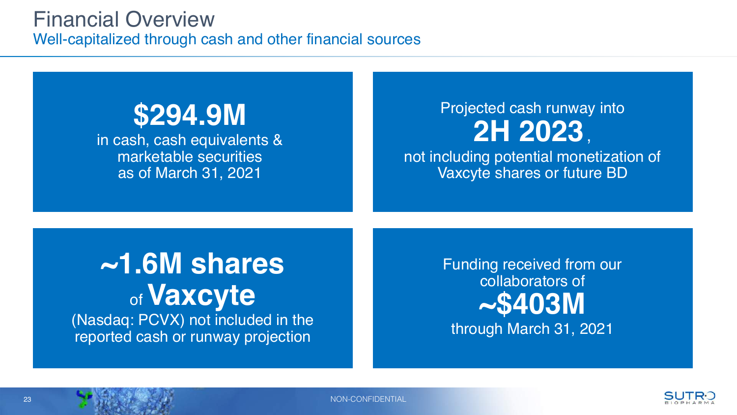# Financial Overview

## Well-capitalized through cash and other financial sources

**$294.9M**
in cash, cash equivalents & marketable securities as of March 31, 2021

Projected cash runway into **2H 2023**, not including potential monetization of Vaxcyte shares or future BD

**~1.6M shares** of **Vaxcyte**
(Nasdaq: PCVX) not included in the reported cash or runway projection

Funding received from our collaborators of **~$403M** through March 31, 2021

NON-CONFIDENTIAL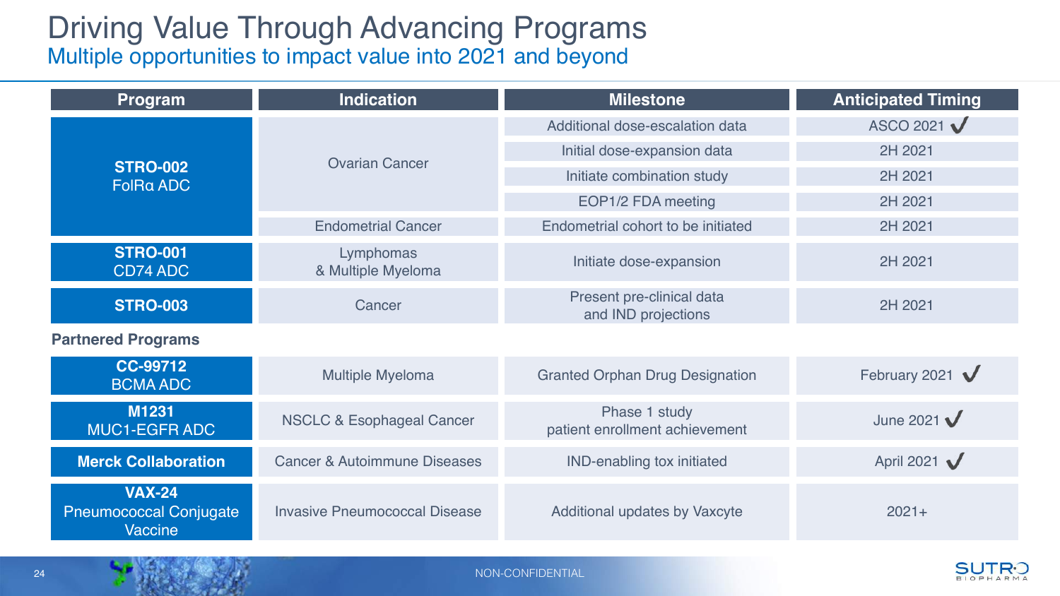# Driving Value Through Advancing Programs

## Multiple opportunities to impact value into 2021 and beyond

| Program | Indication | Milestone | Anticipated Timing |
|---|---|---|---|
| **STRO-002** FolRα ADC | Ovarian Cancer | Additional dose-escalation data | ASCO 2021 ✓ |
| | | Initial dose-expansion data | 2H 2021 |
| | | Initiate combination study | 2H 2021 |
| | | EOP1/2 FDA meeting | 2H 2021 |
| | Endometrial Cancer | Endometrial cohort to be initiated | 2H 2021 |
| **STRO-001** CD74 ADC | Lymphomas & Multiple Myeloma | Initiate dose-expansion | 2H 2021 |
| **STRO-003** | Cancer | Present pre-clinical data and IND projections | 2H 2021 |
| **Partnered Programs** | | | |
| **CC-99712** BCMA ADC | Multiple Myeloma | Granted Orphan Drug Designation | February 2021 ✓ |
| **M1231** MUC1-EGFR ADC | NSCLC & Esophageal Cancer | Phase 1 study patient enrollment achievement | June 2021 ✓ |
| **Merck Collaboration** | Cancer & Autoimmune Diseases | IND-enabling tox initiated | April 2021 ✓ |
| **VAX-24** Pneumococcal Conjugate Vaccine | Invasive Pneumococcal Disease | Additional updates by Vaxcyte | 2021+ |

NON-CONFIDENTIAL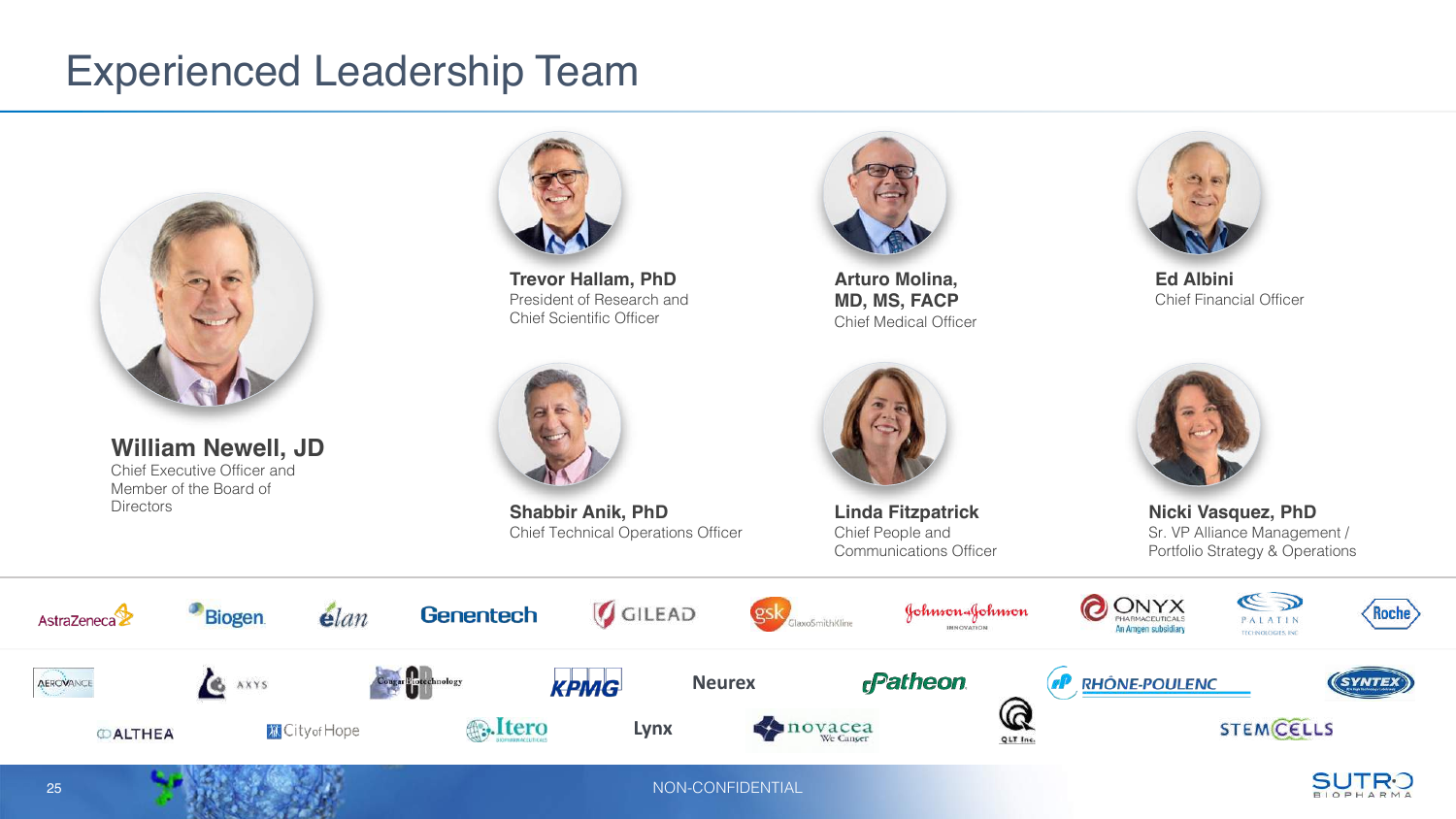# Experienced Leadership Team

**William Newell, JD**
Chief Executive Officer and Member of the Board of Directors

**Trevor Hallam, PhD**
President of Research and Chief Scientific Officer

**Arturo Molina, MD, MS, FACP**
Chief Medical Officer

**Ed Albini**
Chief Financial Officer

**Shabbir Anik, PhD**
Chief Technical Operations Officer

**Linda Fitzpatrick**
Chief People and Communications Officer

**Nicki Vasquez, PhD**
Sr. VP Alliance Management / Portfolio Strategy & Operations

AstraZeneca, Biogen, élan, Genentech, GILEAD, gsk GlaxoSmithKline, Johnson & Johnson Innovation, ONYX Pharmaceuticals An Amgen subsidiary, Palatin Technologies Inc, Roche

Aerovance, AXYS, Cougar Biotechnology, KPMG, Neurex, Patheon, Rhône-Poulenc, Syntex

Althea, City of Hope, Itero, Lynx, novacea We Canser, QLT Inc., StemCells

NON-CONFIDENTIAL